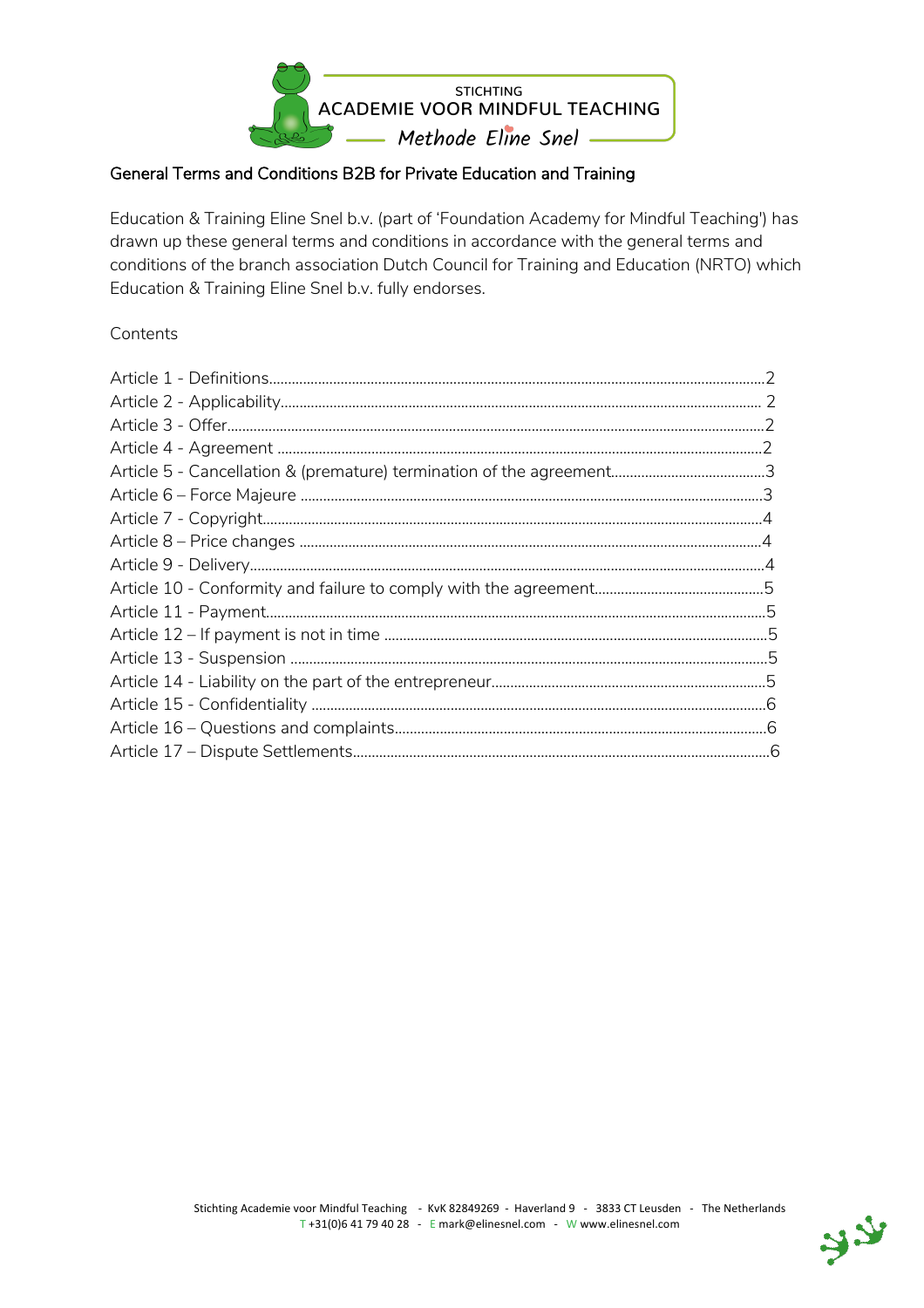STICHTING
ACADEMIE VOOR MINDFUL TEACHING
Methode Eline Snel

## General Terms and Conditions B2B for Private Education and Training

Education & Training Eline Snel b.v. (part of 'Foundation Academy for Mindful Teaching') has drawn up these general terms and conditions in accordance with the general terms and conditions of the branch association Dutch Council for Training and Education (NRTO) which Education & Training Eline Snel b.v. fully endorses.

Contents

| Article | Page |
| --- | --- |
| Article 1 - Definitions | 2 |
| Article 2 - Applicability | 2 |
| Article 3 - Offer | 2 |
| Article 4 - Agreement | 2 |
| Article 5 - Cancellation & (premature) termination of the agreement | 3 |
| Article 6 – Force Majeure | 3 |
| Article 7 - Copyright | 4 |
| Article 8 – Price changes | 4 |
| Article 9 - Delivery | 4 |
| Article 10 - Conformity and failure to comply with the agreement | 5 |
| Article 11 - Payment | 5 |
| Article 12 – If payment is not in time | 5 |
| Article 13 - Suspension | 5 |
| Article 14 - Liability on the part of the entrepreneur | 5 |
| Article 15 - Confidentiality | 6 |
| Article 16 – Questions and complaints | 6 |
| Article 17 – Dispute Settlements | 6 |

Stichting Academie voor Mindful Teaching - KvK 82849269 - Haverland 9 - 3833 CT Leusden - The Netherlands
T +31(0)6 41 79 40 28 - E mark@elinesnel.com - W www.elinesnel.com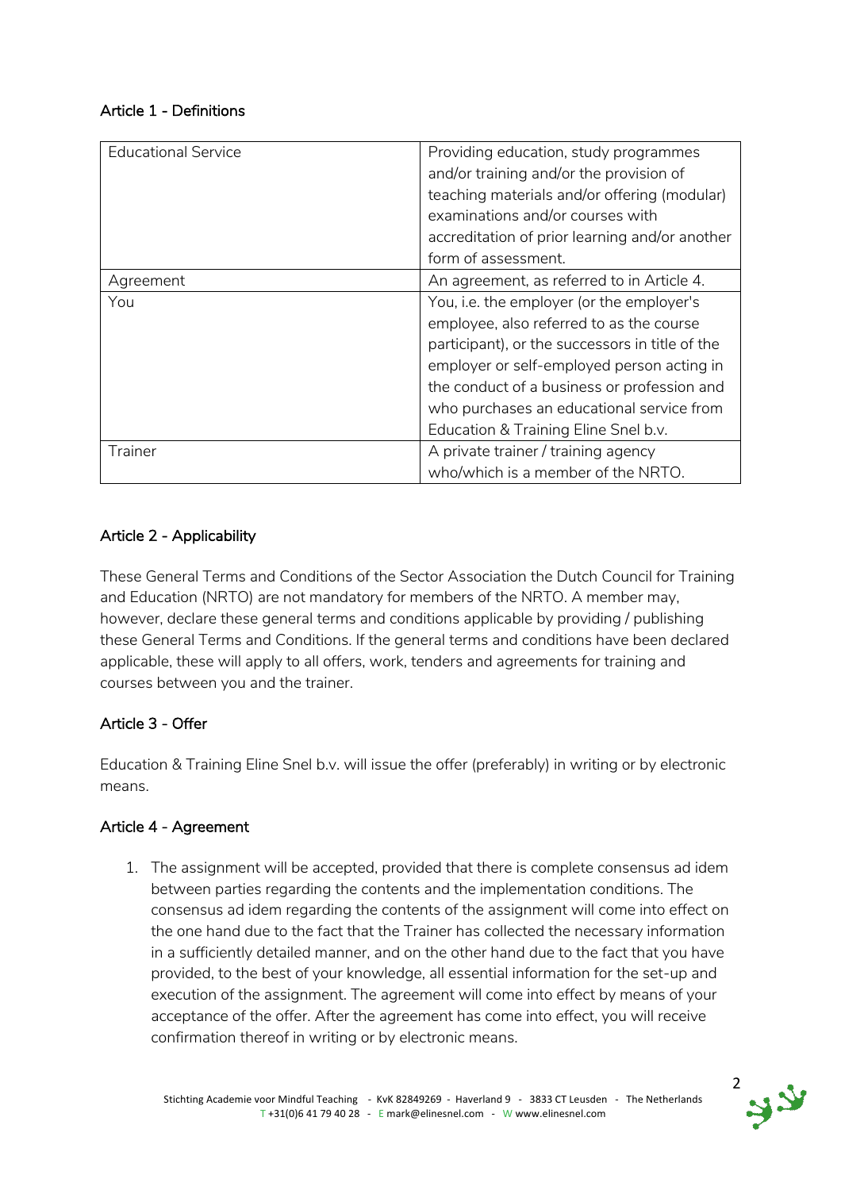## Article 1 - Definitions

| | |
|---|---|
| Educational Service | Providing education, study programmes and/or training and/or the provision of teaching materials and/or offering (modular) examinations and/or courses with accreditation of prior learning and/or another form of assessment. |
| Agreement | An agreement, as referred to in Article 4. |
| You | You, i.e. the employer (or the employer's employee, also referred to as the course participant), or the successors in title of the employer or self-employed person acting in the conduct of a business or profession and who purchases an educational service from Education & Training Eline Snel b.v. |
| Trainer | A private trainer / training agency who/which is a member of the NRTO. |

## Article 2 - Applicability

These General Terms and Conditions of the Sector Association the Dutch Council for Training and Education (NRTO) are not mandatory for members of the NRTO. A member may, however, declare these general terms and conditions applicable by providing / publishing these General Terms and Conditions. If the general terms and conditions have been declared applicable, these will apply to all offers, work, tenders and agreements for training and courses between you and the trainer.

## Article 3 - Offer

Education & Training Eline Snel b.v. will issue the offer (preferably) in writing or by electronic means.

## Article 4 - Agreement

1. The assignment will be accepted, provided that there is complete consensus ad idem between parties regarding the contents and the implementation conditions. The consensus ad idem regarding the contents of the assignment will come into effect on the one hand due to the fact that the Trainer has collected the necessary information in a sufficiently detailed manner, and on the other hand due to the fact that you have provided, to the best of your knowledge, all essential information for the set-up and execution of the assignment. The agreement will come into effect by means of your acceptance of the offer. After the agreement has come into effect, you will receive confirmation thereof in writing or by electronic means.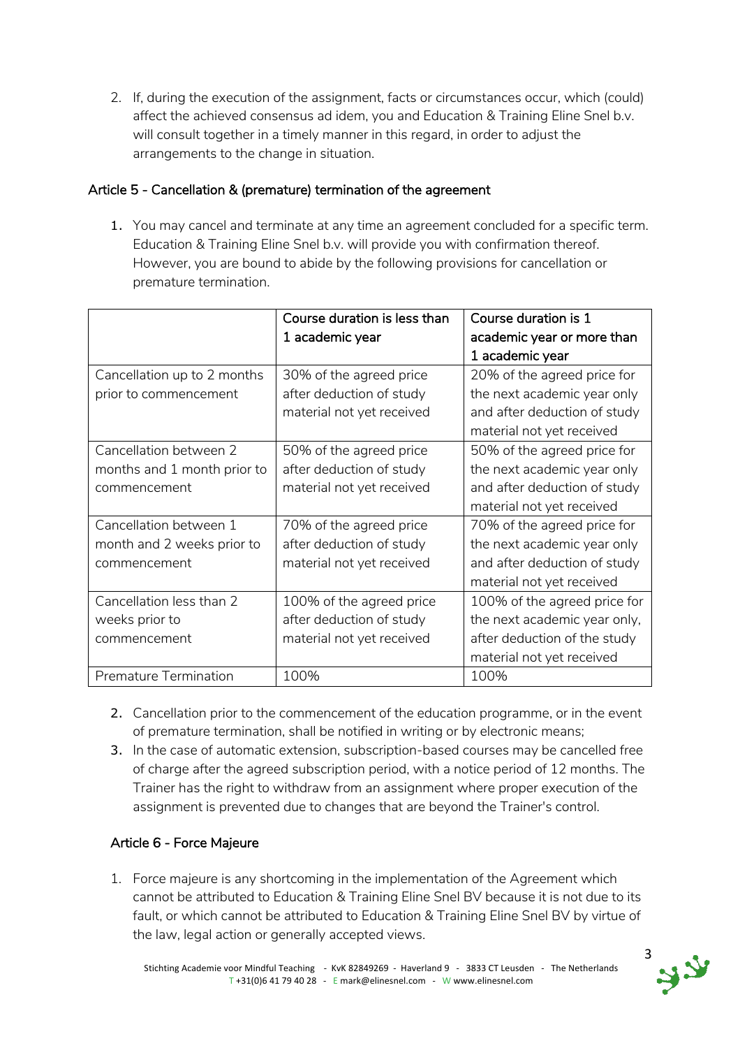2. If, during the execution of the assignment, facts or circumstances occur, which (could) affect the achieved consensus ad idem, you and Education & Training Eline Snel b.v. will consult together in a timely manner in this regard, in order to adjust the arrangements to the change in situation.

## Article 5 - Cancellation & (premature) termination of the agreement

1. You may cancel and terminate at any time an agreement concluded for a specific term. Education & Training Eline Snel b.v. will provide you with confirmation thereof. However, you are bound to abide by the following provisions for cancellation or premature termination.

| | Course duration is less than 1 academic year | Course duration is 1 academic year or more than 1 academic year |
|---|---|---|
| Cancellation up to 2 months prior to commencement | 30% of the agreed price after deduction of study material not yet received | 20% of the agreed price for the next academic year only and after deduction of study material not yet received |
| Cancellation between 2 months and 1 month prior to commencement | 50% of the agreed price after deduction of study material not yet received | 50% of the agreed price for the next academic year only and after deduction of study material not yet received |
| Cancellation between 1 month and 2 weeks prior to commencement | 70% of the agreed price after deduction of study material not yet received | 70% of the agreed price for the next academic year only and after deduction of study material not yet received |
| Cancellation less than 2 weeks prior to commencement | 100% of the agreed price after deduction of study material not yet received | 100% of the agreed price for the next academic year only, after deduction of the study material not yet received |
| Premature Termination | 100% | 100% |

2. Cancellation prior to the commencement of the education programme, or in the event of premature termination, shall be notified in writing or by electronic means;
3. In the case of automatic extension, subscription-based courses may be cancelled free of charge after the agreed subscription period, with a notice period of 12 months. The Trainer has the right to withdraw from an assignment where proper execution of the assignment is prevented due to changes that are beyond the Trainer's control.

## Article 6 - Force Majeure

1. Force majeure is any shortcoming in the implementation of the Agreement which cannot be attributed to Education & Training Eline Snel BV because it is not due to its fault, or which cannot be attributed to Education & Training Eline Snel BV by virtue of the law, legal action or generally accepted views.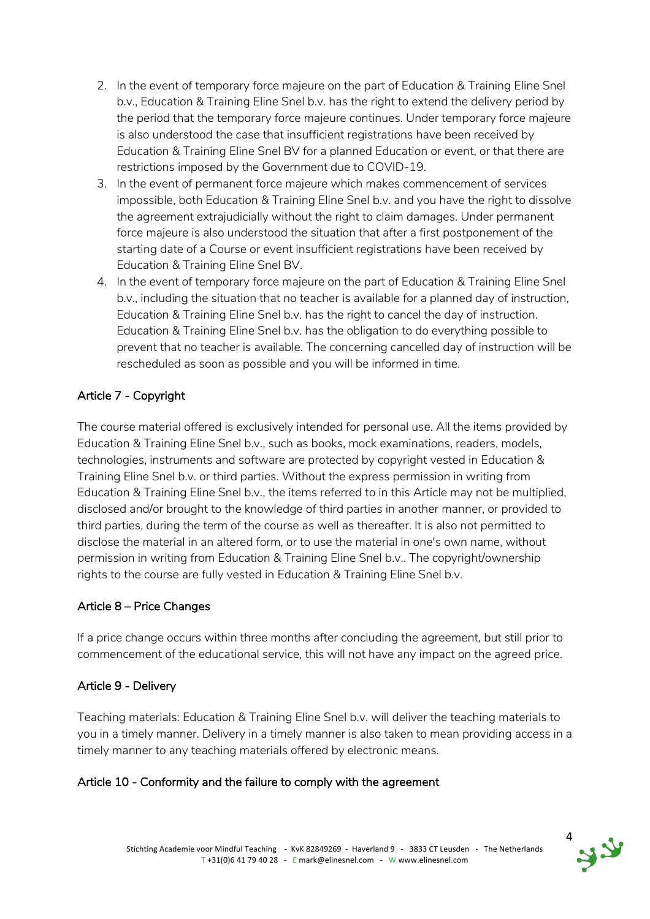2. In the event of temporary force majeure on the part of Education & Training Eline Snel b.v., Education & Training Eline Snel b.v. has the right to extend the delivery period by the period that the temporary force majeure continues. Under temporary force majeure is also understood the case that insufficient registrations have been received by Education & Training Eline Snel BV for a planned Education or event, or that there are restrictions imposed by the Government due to COVID-19.
3. In the event of permanent force majeure which makes commencement of services impossible, both Education & Training Eline Snel b.v. and you have the right to dissolve the agreement extrajudicially without the right to claim damages. Under permanent force majeure is also understood the situation that after a first postponement of the starting date of a Course or event insufficient registrations have been received by Education & Training Eline Snel BV.
4. In the event of temporary force majeure on the part of Education & Training Eline Snel b.v., including the situation that no teacher is available for a planned day of instruction, Education & Training Eline Snel b.v. has the right to cancel the day of instruction. Education & Training Eline Snel b.v. has the obligation to do everything possible to prevent that no teacher is available. The concerning cancelled day of instruction will be rescheduled as soon as possible and you will be informed in time.

## Article 7 - Copyright

The course material offered is exclusively intended for personal use. All the items provided by Education & Training Eline Snel b.v., such as books, mock examinations, readers, models, technologies, instruments and software are protected by copyright vested in Education & Training Eline Snel b.v. or third parties. Without the express permission in writing from Education & Training Eline Snel b.v., the items referred to in this Article may not be multiplied, disclosed and/or brought to the knowledge of third parties in another manner, or provided to third parties, during the term of the course as well as thereafter. It is also not permitted to disclose the material in an altered form, or to use the material in one's own name, without permission in writing from Education & Training Eline Snel b.v.. The copyright/ownership rights to the course are fully vested in Education & Training Eline Snel b.v.

## Article 8 – Price Changes

If a price change occurs within three months after concluding the agreement, but still prior to commencement of the educational service, this will not have any impact on the agreed price.

## Article 9 - Delivery

Teaching materials: Education & Training Eline Snel b.v. will deliver the teaching materials to you in a timely manner. Delivery in a timely manner is also taken to mean providing access in a timely manner to any teaching materials offered by electronic means.

## Article 10 - Conformity and the failure to comply with the agreement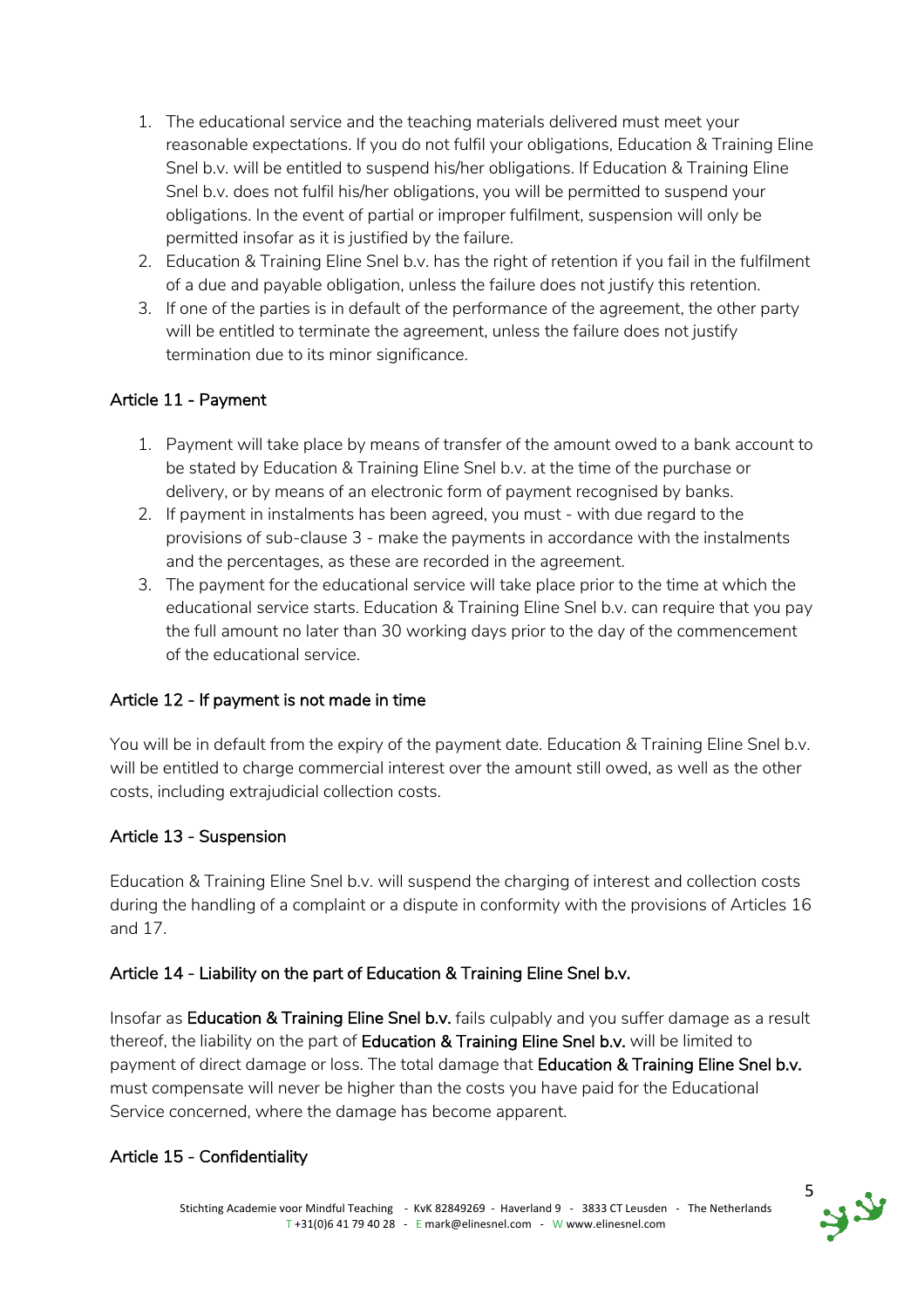1. The educational service and the teaching materials delivered must meet your reasonable expectations. If you do not fulfil your obligations, Education & Training Eline Snel b.v. will be entitled to suspend his/her obligations. If Education & Training Eline Snel b.v. does not fulfil his/her obligations, you will be permitted to suspend your obligations. In the event of partial or improper fulfilment, suspension will only be permitted insofar as it is justified by the failure.
2. Education & Training Eline Snel b.v. has the right of retention if you fail in the fulfilment of a due and payable obligation, unless the failure does not justify this retention.
3. If one of the parties is in default of the performance of the agreement, the other party will be entitled to terminate the agreement, unless the failure does not justify termination due to its minor significance.

### Article 11 - Payment

1. Payment will take place by means of transfer of the amount owed to a bank account to be stated by Education & Training Eline Snel b.v. at the time of the purchase or delivery, or by means of an electronic form of payment recognised by banks.
2. If payment in instalments has been agreed, you must - with due regard to the provisions of sub-clause 3 - make the payments in accordance with the instalments and the percentages, as these are recorded in the agreement.
3. The payment for the educational service will take place prior to the time at which the educational service starts. Education & Training Eline Snel b.v. can require that you pay the full amount no later than 30 working days prior to the day of the commencement of the educational service.

### Article 12 - If payment is not made in time

You will be in default from the expiry of the payment date. Education & Training Eline Snel b.v. will be entitled to charge commercial interest over the amount still owed, as well as the other costs, including extrajudicial collection costs.

### Article 13 - Suspension

Education & Training Eline Snel b.v. will suspend the charging of interest and collection costs during the handling of a complaint or a dispute in conformity with the provisions of Articles 16 and 17.

### Article 14 - Liability on the part of Education & Training Eline Snel b.v.

Insofar as **Education & Training Eline Snel b.v.** fails culpably and you suffer damage as a result thereof, the liability on the part of **Education & Training Eline Snel b.v.** will be limited to payment of direct damage or loss. The total damage that **Education & Training Eline Snel b.v.** must compensate will never be higher than the costs you have paid for the Educational Service concerned, where the damage has become apparent.

### Article 15 - Confidentiality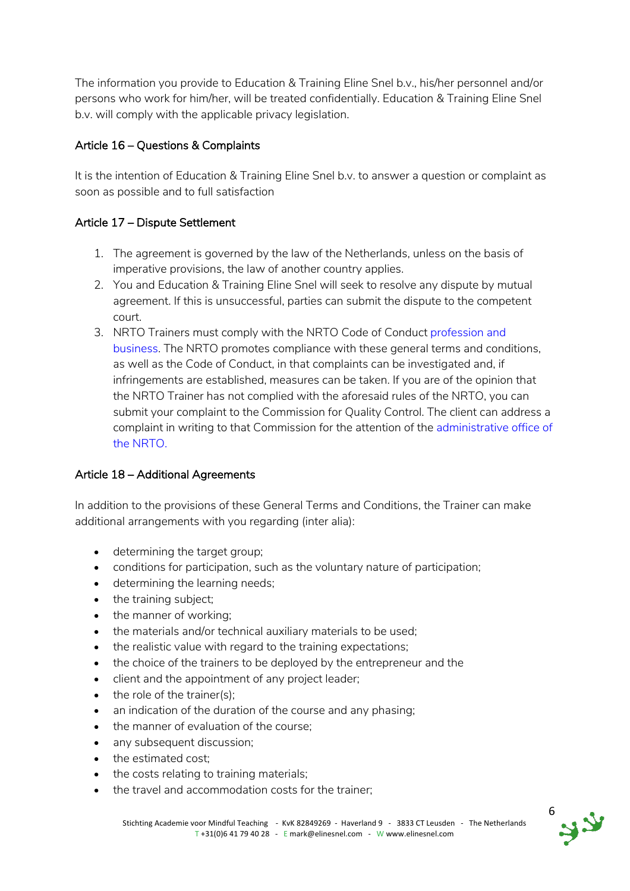The information you provide to Education & Training Eline Snel b.v., his/her personnel and/or persons who work for him/her, will be treated confidentially. Education & Training Eline Snel b.v. will comply with the applicable privacy legislation.

### Article 16 – Questions & Complaints

It is the intention of Education & Training Eline Snel b.v. to answer a question or complaint as soon as possible and to full satisfaction

### Article 17 – Dispute Settlement

1. The agreement is governed by the law of the Netherlands, unless on the basis of imperative provisions, the law of another country applies.
2. You and Education & Training Eline Snel will seek to resolve any dispute by mutual agreement. If this is unsuccessful, parties can submit the dispute to the competent court.
3. NRTO Trainers must comply with the NRTO Code of Conduct profession and business. The NRTO promotes compliance with these general terms and conditions, as well as the Code of Conduct, in that complaints can be investigated and, if infringements are established, measures can be taken. If you are of the opinion that the NRTO Trainer has not complied with the aforesaid rules of the NRTO, you can submit your complaint to the Commission for Quality Control. The client can address a complaint in writing to that Commission for the attention of the administrative office of the NRTO.

### Article 18 – Additional Agreements

In addition to the provisions of these General Terms and Conditions, the Trainer can make additional arrangements with you regarding (inter alia):

- determining the target group;
- conditions for participation, such as the voluntary nature of participation;
- determining the learning needs;
- the training subject;
- the manner of working;
- the materials and/or technical auxiliary materials to be used;
- the realistic value with regard to the training expectations;
- the choice of the trainers to be deployed by the entrepreneur and the
- client and the appointment of any project leader;
- the role of the trainer(s);
- an indication of the duration of the course and any phasing;
- the manner of evaluation of the course;
- any subsequent discussion;
- the estimated cost;
- the costs relating to training materials;
- the travel and accommodation costs for the trainer;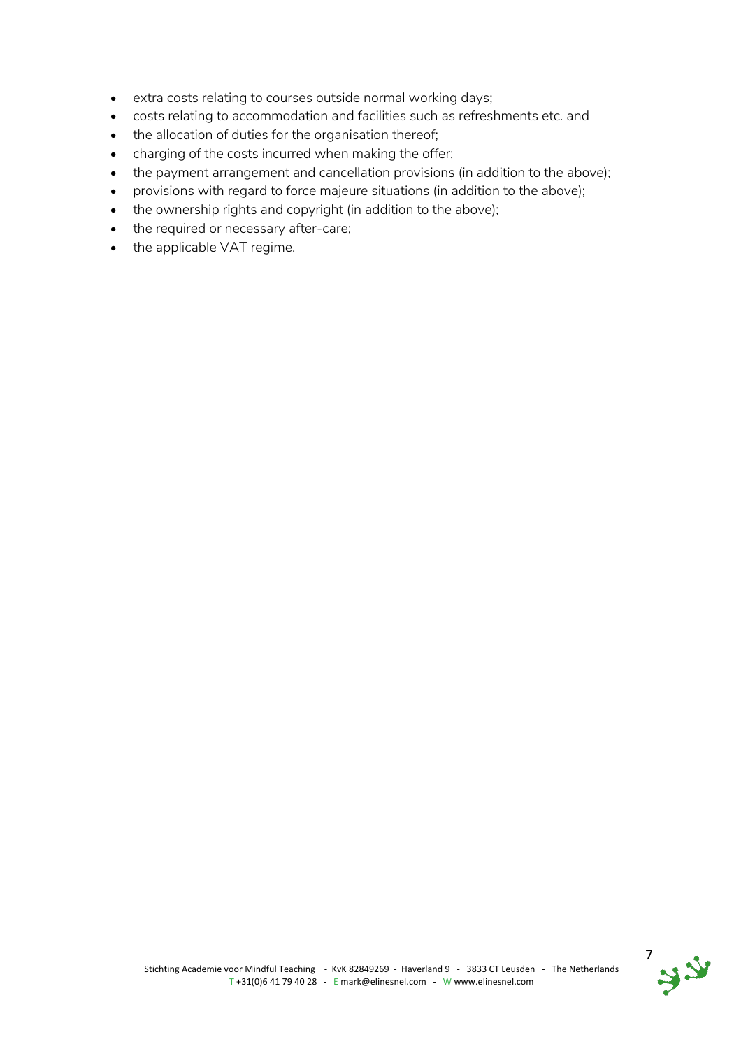- extra costs relating to courses outside normal working days;
- costs relating to accommodation and facilities such as refreshments etc. and
- the allocation of duties for the organisation thereof;
- charging of the costs incurred when making the offer;
- the payment arrangement and cancellation provisions (in addition to the above);
- provisions with regard to force majeure situations (in addition to the above);
- the ownership rights and copyright (in addition to the above);
- the required or necessary after-care;
- the applicable VAT regime.